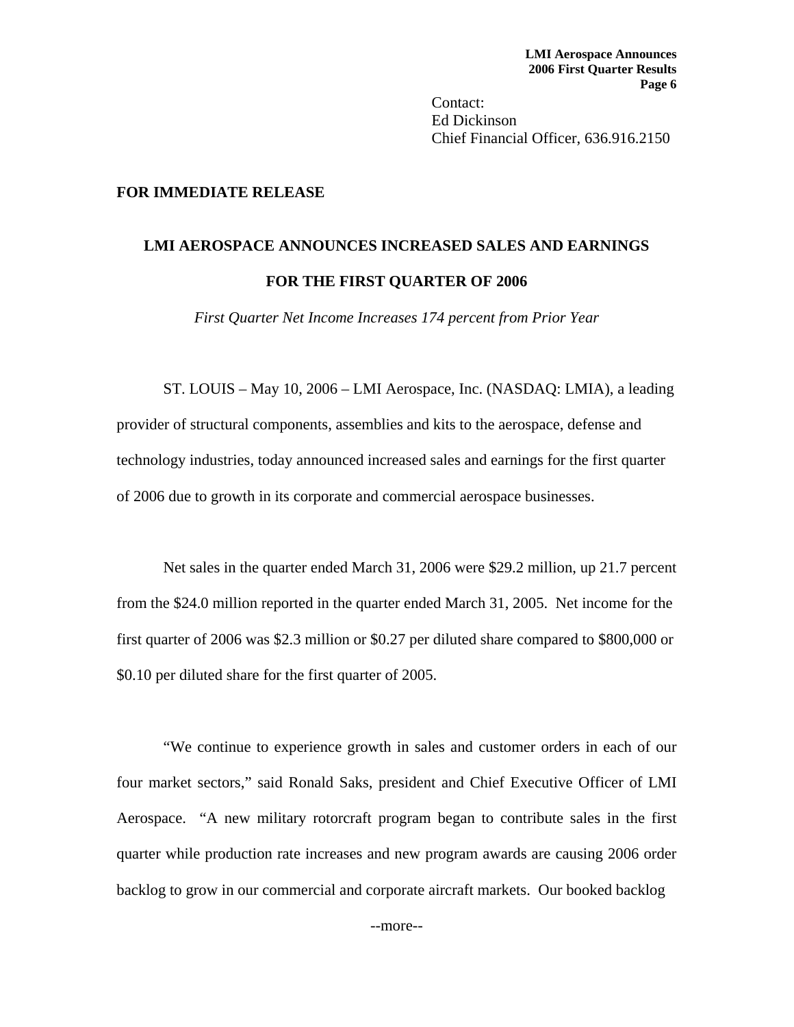Contact:
Ed Dickinson
Chief Financial Officer, 636.916.2150

**FOR IMMEDIATE RELEASE**

# LMI AEROSPACE ANNOUNCES INCREASED SALES AND EARNINGS FOR THE FIRST QUARTER OF 2006

*First Quarter Net Income Increases 174 percent from Prior Year*

ST. LOUIS – May 10, 2006 – LMI Aerospace, Inc. (NASDAQ: LMIA), a leading provider of structural components, assemblies and kits to the aerospace, defense and technology industries, today announced increased sales and earnings for the first quarter of 2006 due to growth in its corporate and commercial aerospace businesses.

Net sales in the quarter ended March 31, 2006 were $29.2 million, up 21.7 percent from the $24.0 million reported in the quarter ended March 31, 2005. Net income for the first quarter of 2006 was $2.3 million or $0.27 per diluted share compared to $800,000 or $0.10 per diluted share for the first quarter of 2005.

"We continue to experience growth in sales and customer orders in each of our four market sectors," said Ronald Saks, president and Chief Executive Officer of LMI Aerospace. "A new military rotorcraft program began to contribute sales in the first quarter while production rate increases and new program awards are causing 2006 order backlog to grow in our commercial and corporate aircraft markets. Our booked backlog

--more--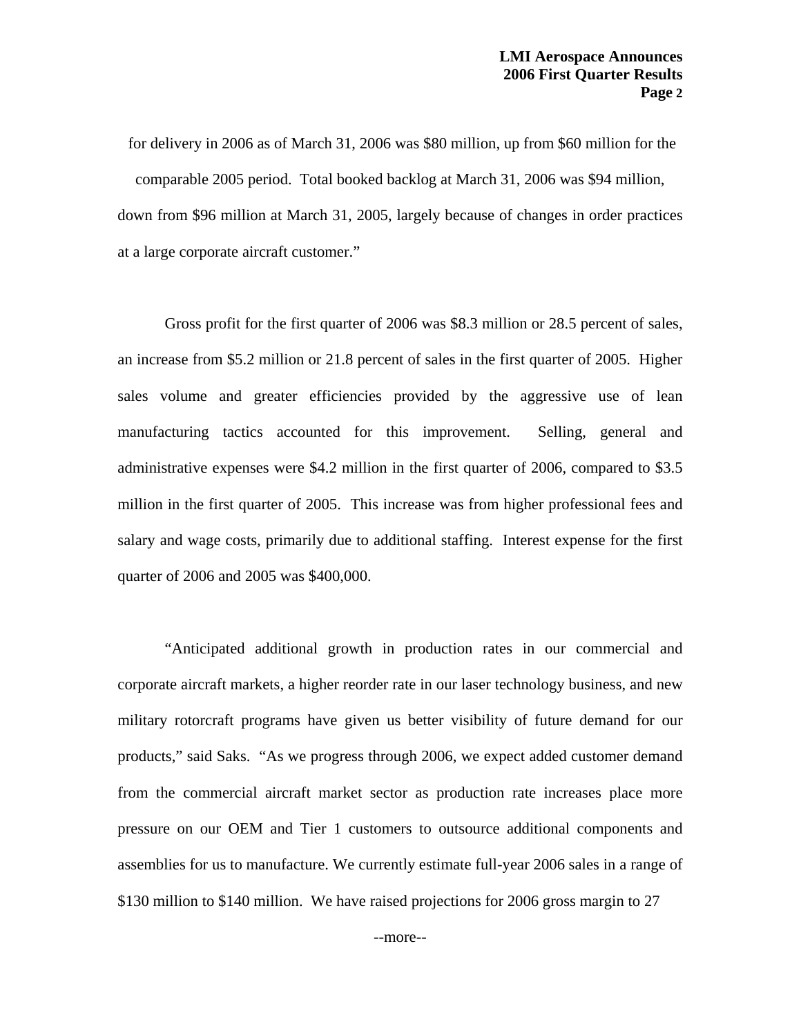for delivery in 2006 as of March 31, 2006 was $80 million, up from $60 million for the comparable 2005 period. Total booked backlog at March 31, 2006 was $94 million, down from $96 million at March 31, 2005, largely because of changes in order practices at a large corporate aircraft customer."

Gross profit for the first quarter of 2006 was $8.3 million or 28.5 percent of sales, an increase from $5.2 million or 21.8 percent of sales in the first quarter of 2005. Higher sales volume and greater efficiencies provided by the aggressive use of lean manufacturing tactics accounted for this improvement. Selling, general and administrative expenses were $4.2 million in the first quarter of 2006, compared to $3.5 million in the first quarter of 2005. This increase was from higher professional fees and salary and wage costs, primarily due to additional staffing. Interest expense for the first quarter of 2006 and 2005 was $400,000.

"Anticipated additional growth in production rates in our commercial and corporate aircraft markets, a higher reorder rate in our laser technology business, and new military rotorcraft programs have given us better visibility of future demand for our products," said Saks. "As we progress through 2006, we expect added customer demand from the commercial aircraft market sector as production rate increases place more pressure on our OEM and Tier 1 customers to outsource additional components and assemblies for us to manufacture. We currently estimate full-year 2006 sales in a range of $130 million to $140 million. We have raised projections for 2006 gross margin to 27

--more--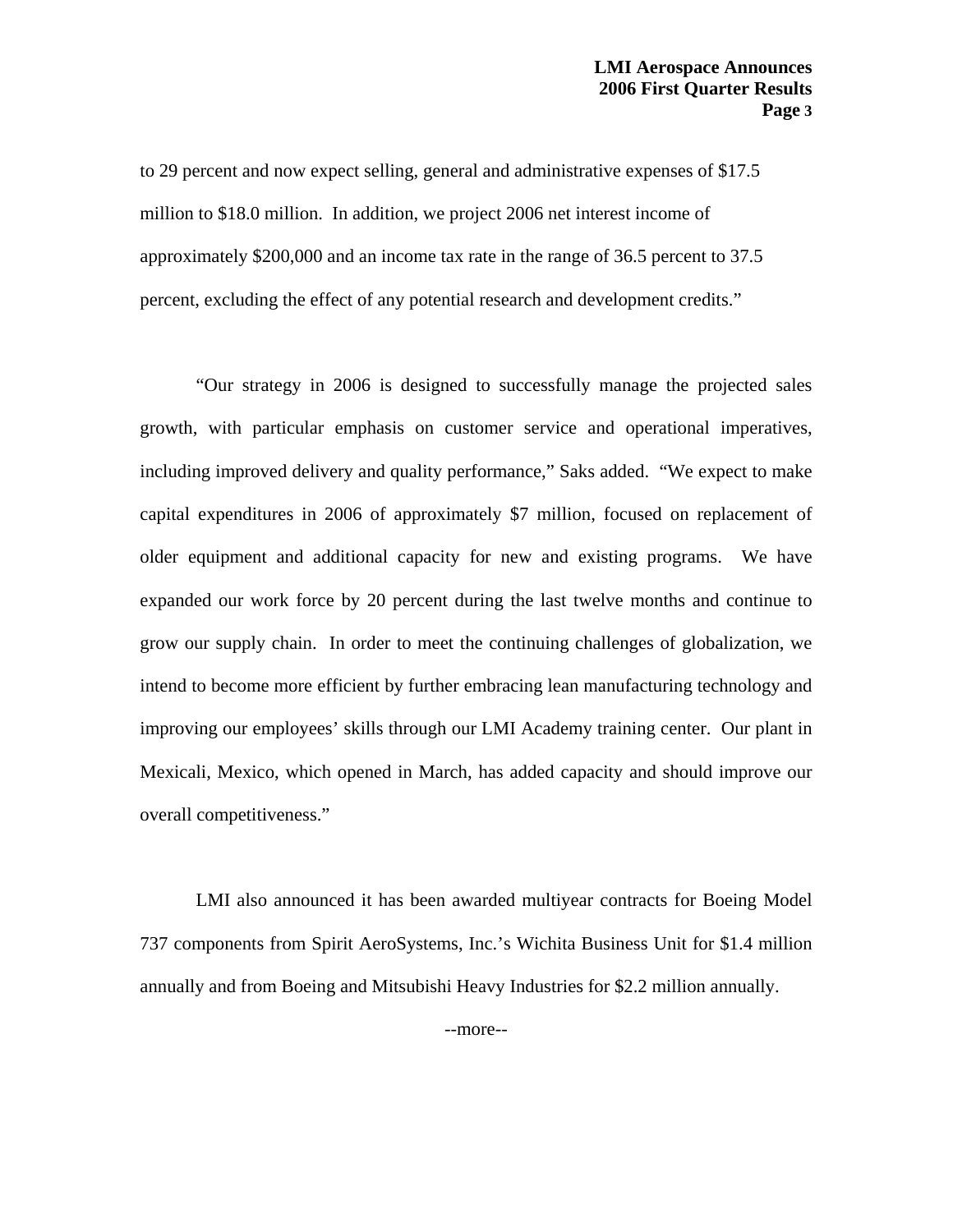to 29 percent and now expect selling, general and administrative expenses of $17.5 million to $18.0 million. In addition, we project 2006 net interest income of approximately $200,000 and an income tax rate in the range of 36.5 percent to 37.5 percent, excluding the effect of any potential research and development credits."

"Our strategy in 2006 is designed to successfully manage the projected sales growth, with particular emphasis on customer service and operational imperatives, including improved delivery and quality performance," Saks added. "We expect to make capital expenditures in 2006 of approximately $7 million, focused on replacement of older equipment and additional capacity for new and existing programs. We have expanded our work force by 20 percent during the last twelve months and continue to grow our supply chain. In order to meet the continuing challenges of globalization, we intend to become more efficient by further embracing lean manufacturing technology and improving our employees' skills through our LMI Academy training center. Our plant in Mexicali, Mexico, which opened in March, has added capacity and should improve our overall competitiveness."

LMI also announced it has been awarded multiyear contracts for Boeing Model 737 components from Spirit AeroSystems, Inc.'s Wichita Business Unit for $1.4 million annually and from Boeing and Mitsubishi Heavy Industries for $2.2 million annually.

--more--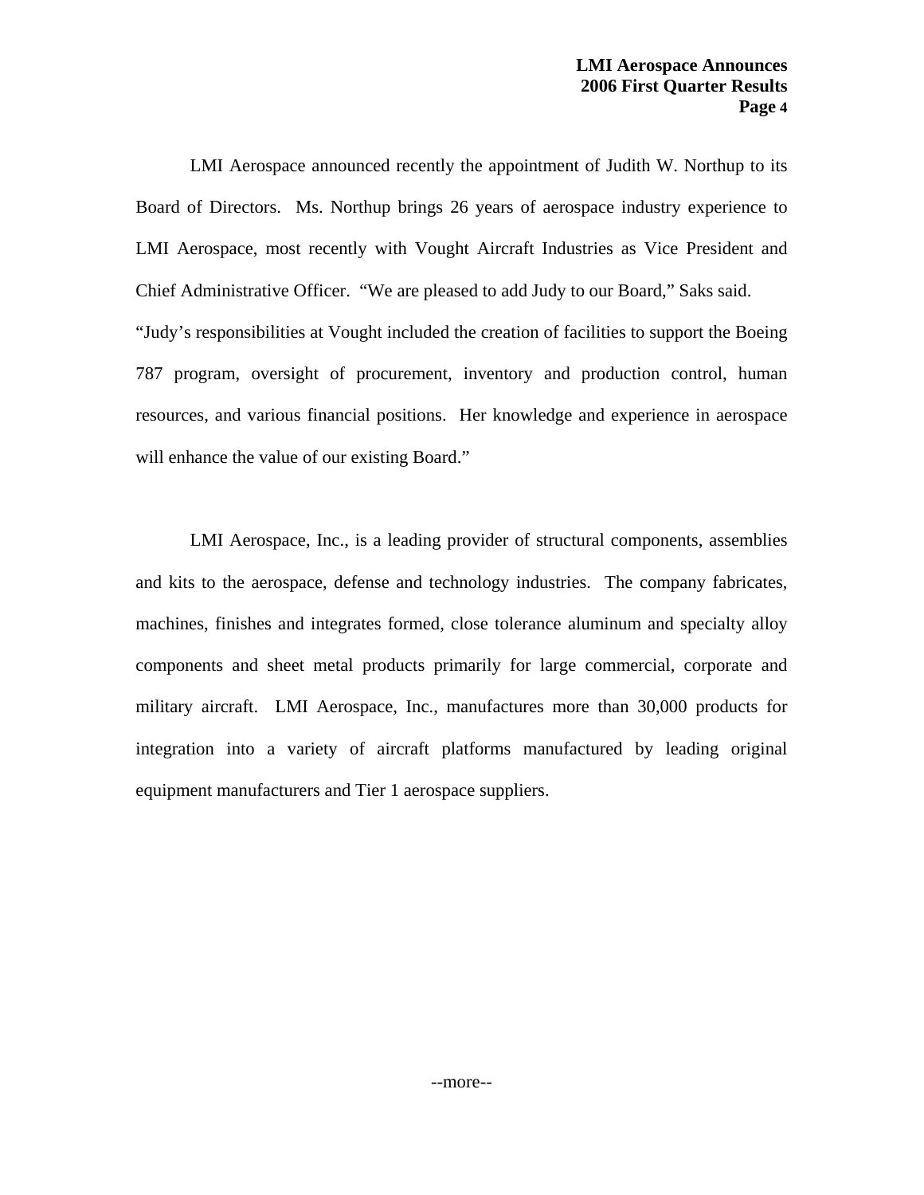LMI Aerospace announced recently the appointment of Judith W. Northup to its Board of Directors. Ms. Northup brings 26 years of aerospace industry experience to LMI Aerospace, most recently with Vought Aircraft Industries as Vice President and Chief Administrative Officer. "We are pleased to add Judy to our Board," Saks said. "Judy's responsibilities at Vought included the creation of facilities to support the Boeing 787 program, oversight of procurement, inventory and production control, human resources, and various financial positions. Her knowledge and experience in aerospace will enhance the value of our existing Board."

LMI Aerospace, Inc., is a leading provider of structural components, assemblies and kits to the aerospace, defense and technology industries. The company fabricates, machines, finishes and integrates formed, close tolerance aluminum and specialty alloy components and sheet metal products primarily for large commercial, corporate and military aircraft. LMI Aerospace, Inc., manufactures more than 30,000 products for integration into a variety of aircraft platforms manufactured by leading original equipment manufacturers and Tier 1 aerospace suppliers.

--more--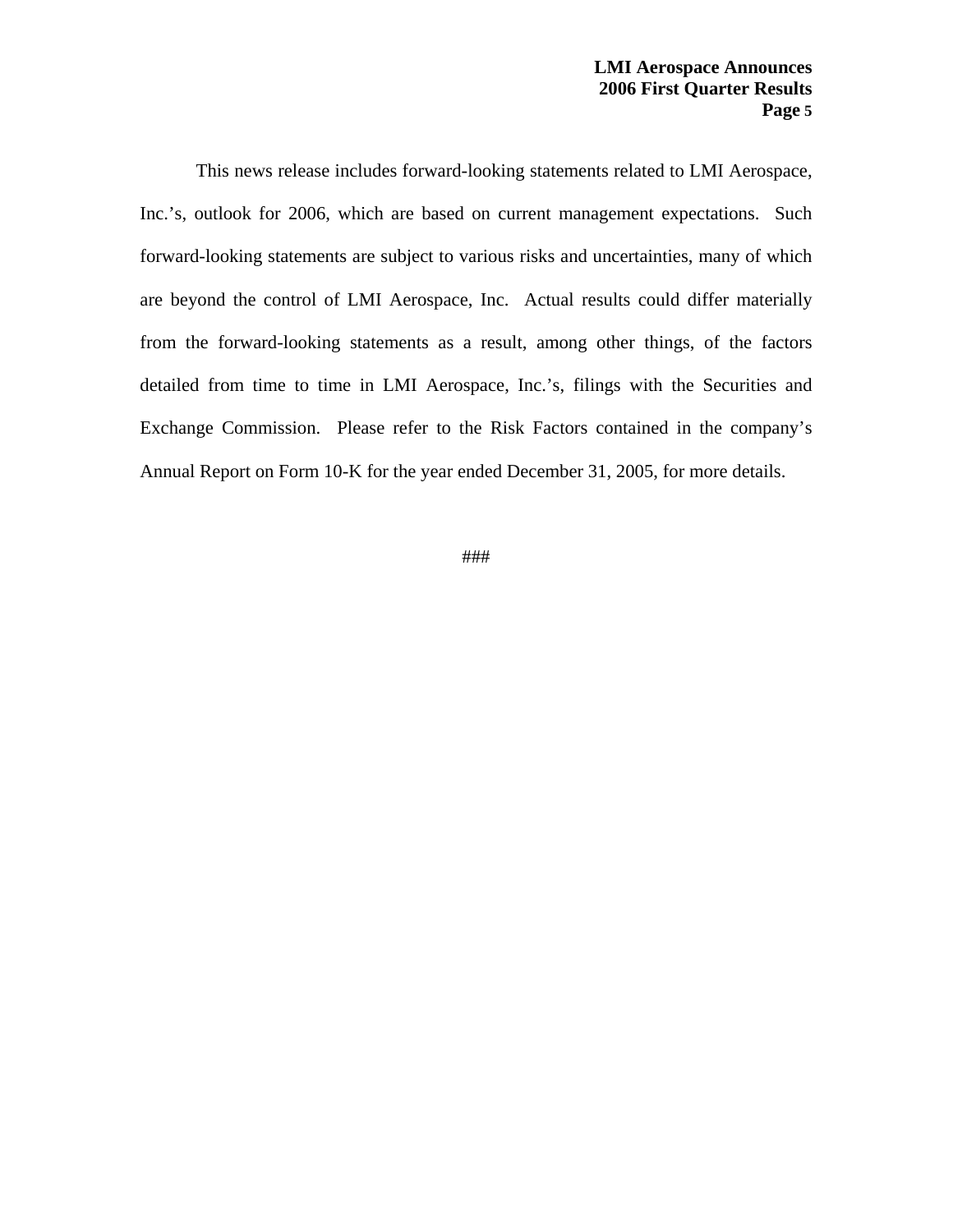This news release includes forward-looking statements related to LMI Aerospace, Inc.'s, outlook for 2006, which are based on current management expectations. Such forward-looking statements are subject to various risks and uncertainties, many of which are beyond the control of LMI Aerospace, Inc. Actual results could differ materially from the forward-looking statements as a result, among other things, of the factors detailed from time to time in LMI Aerospace, Inc.'s, filings with the Securities and Exchange Commission. Please refer to the Risk Factors contained in the company's Annual Report on Form 10-K for the year ended December 31, 2005, for more details.

###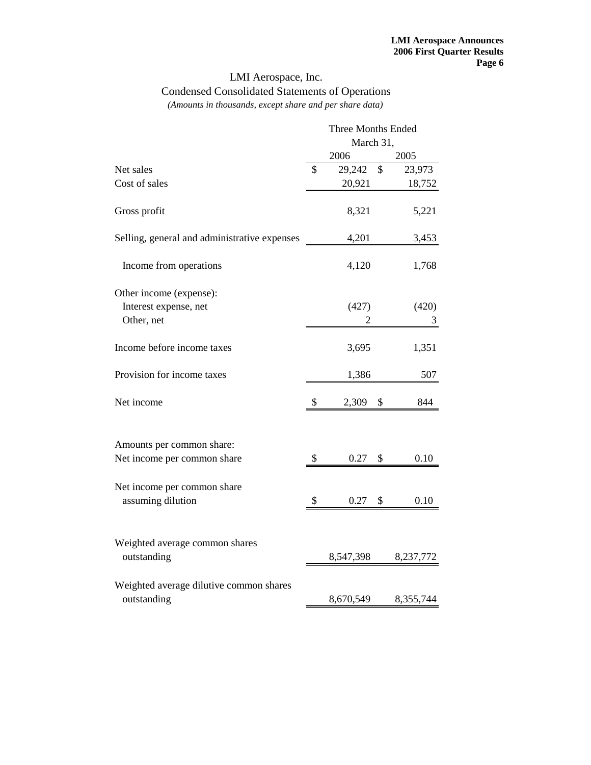# LMI Aerospace, Inc.

## Condensed Consolidated Statements of Operations

*(Amounts in thousands, except share and per share data)*

| | Three Months Ended March 31, | |
|---|---|---|
| | 2006 | 2005 |
| Net sales | $ 29,242 | $ 23,973 |
| Cost of sales | 20,921 | 18,752 |
| Gross profit | 8,321 | 5,221 |
| Selling, general and administrative expenses | 4,201 | 3,453 |
| Income from operations | 4,120 | 1,768 |
| Other income (expense): | | |
| Interest expense, net | (427) | (420) |
| Other, net | 2 | 3 |
| Income before income taxes | 3,695 | 1,351 |
| Provision for income taxes | 1,386 | 507 |
| Net income | $ 2,309 | $ 844 |
| Amounts per common share: | | |
| Net income per common share | $ 0.27 | $ 0.10 |
| Net income per common share assuming dilution | $ 0.27 | $ 0.10 |
| Weighted average common shares outstanding | 8,547,398 | 8,237,772 |
| Weighted average dilutive common shares outstanding | 8,670,549 | 8,355,744 |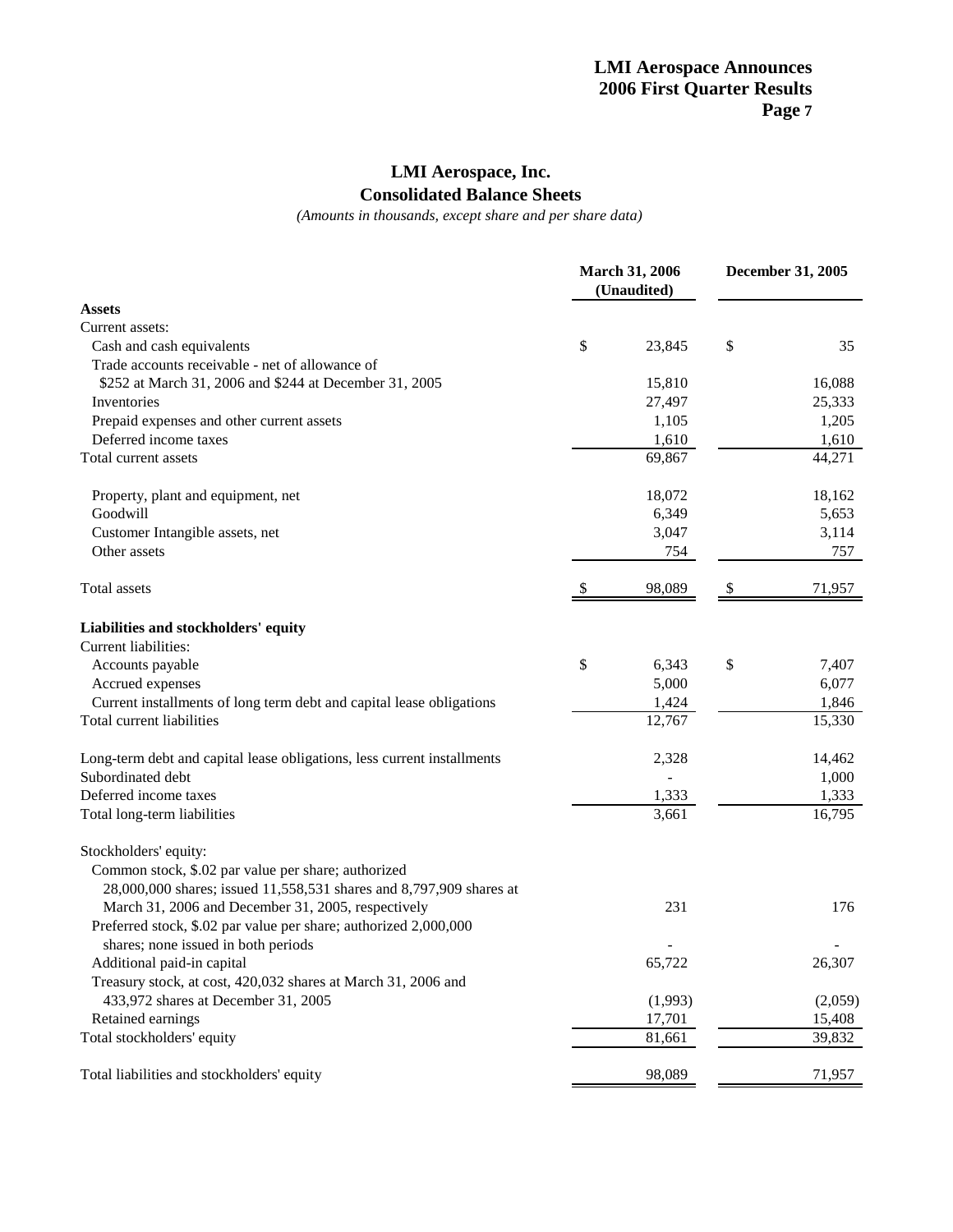## LMI Aerospace, Inc.
## Consolidated Balance Sheets

*(Amounts in thousands, except share and per share data)*

| | March 31, 2006 (Unaudited) | December 31, 2005 |
|---|---|---|
| **Assets** | | |
| Current assets: | | |
| Cash and cash equivalents | $ 23,845 | $ 35 |
| Trade accounts receivable - net of allowance of $252 at March 31, 2006 and $244 at December 31, 2005 | 15,810 | 16,088 |
| Inventories | 27,497 | 25,333 |
| Prepaid expenses and other current assets | 1,105 | 1,205 |
| Deferred income taxes | 1,610 | 1,610 |
| Total current assets | 69,867 | 44,271 |
| Property, plant and equipment, net | 18,072 | 18,162 |
| Goodwill | 6,349 | 5,653 |
| Customer Intangible assets, net | 3,047 | 3,114 |
| Other assets | 754 | 757 |
| Total assets | $ 98,089 | $ 71,957 |
| **Liabilities and stockholders' equity** | | |
| Current liabilities: | | |
| Accounts payable | $ 6,343 | $ 7,407 |
| Accrued expenses | 5,000 | 6,077 |
| Current installments of long term debt and capital lease obligations | 1,424 | 1,846 |
| Total current liabilities | 12,767 | 15,330 |
| Long-term debt and capital lease obligations, less current installments | 2,328 | 14,462 |
| Subordinated debt | - | 1,000 |
| Deferred income taxes | 1,333 | 1,333 |
| Total long-term liabilities | 3,661 | 16,795 |
| Stockholders' equity: | | |
| Common stock, \$.02 par value per share; authorized 28,000,000 shares; issued 11,558,531 shares and 8,797,909 shares at March 31, 2006 and December 31, 2005, respectively | 231 | 176 |
| Preferred stock, \$.02 par value per share; authorized 2,000,000 shares; none issued in both periods | - | - |
| Additional paid-in capital | 65,722 | 26,307 |
| Treasury stock, at cost, 420,032 shares at March 31, 2006 and 433,972 shares at December 31, 2005 | (1,993) | (2,059) |
| Retained earnings | 17,701 | 15,408 |
| Total stockholders' equity | 81,661 | 39,832 |
| Total liabilities and stockholders' equity | 98,089 | 71,957 |